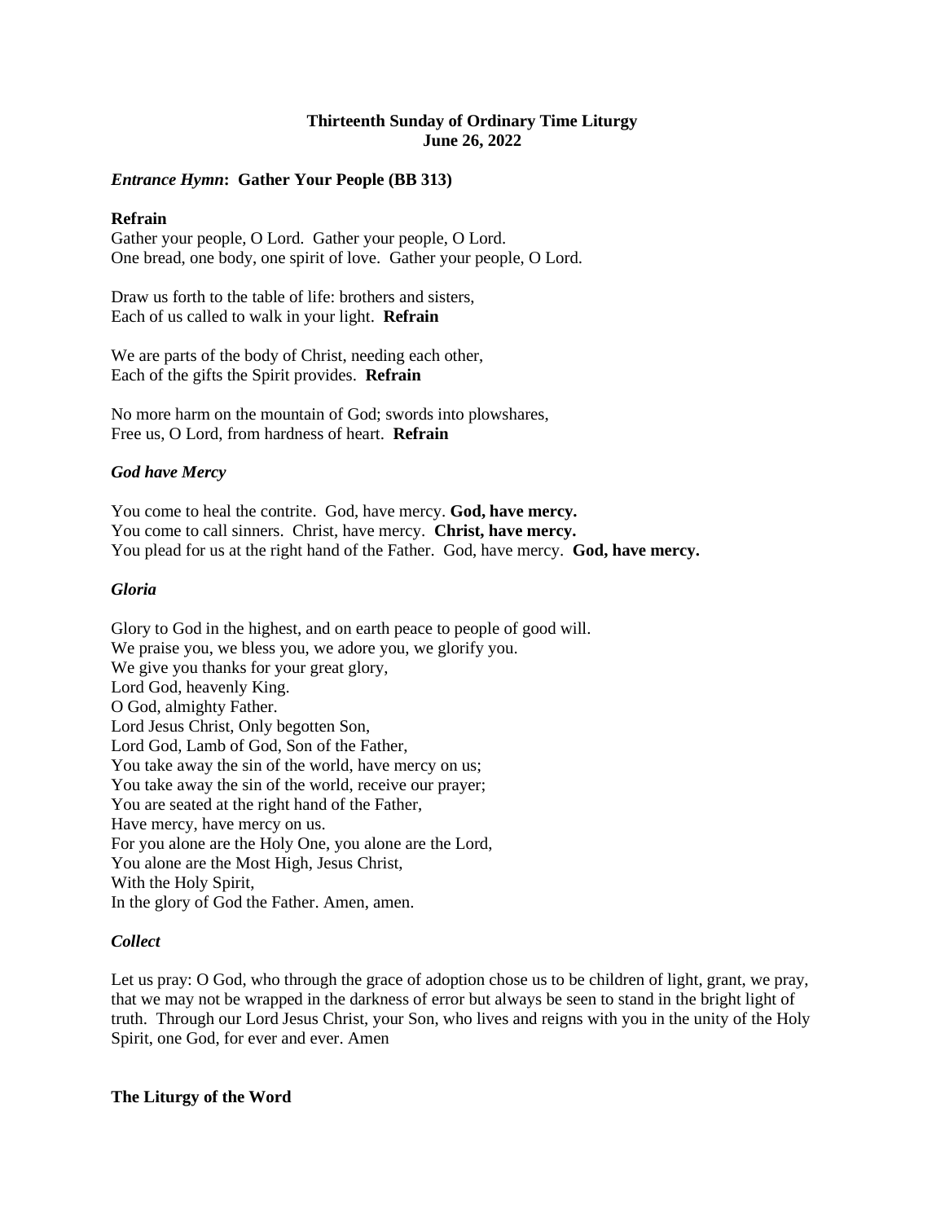**Thirteenth Sunday of Ordinary Time Liturgy**
**June 26, 2022**

***Entrance Hymn*: Gather Your People (BB 313)**

**Refrain**
Gather your people, O Lord. Gather your people, O Lord.
One bread, one body, one spirit of love. Gather your people, O Lord.

Draw us forth to the table of life: brothers and sisters,
Each of us called to walk in your light. **Refrain**

We are parts of the body of Christ, needing each other,
Each of the gifts the Spirit provides. **Refrain**

No more harm on the mountain of God; swords into plowshares,
Free us, O Lord, from hardness of heart. **Refrain**

***God have Mercy***

You come to heal the contrite. God, have mercy. **God, have mercy.**
You come to call sinners. Christ, have mercy. **Christ, have mercy.**
You plead for us at the right hand of the Father. God, have mercy. **God, have mercy.**

***Gloria***

Glory to God in the highest, and on earth peace to people of good will.
We praise you, we bless you, we adore you, we glorify you.
We give you thanks for your great glory,
Lord God, heavenly King.
O God, almighty Father.
Lord Jesus Christ, Only begotten Son,
Lord God, Lamb of God, Son of the Father,
You take away the sin of the world, have mercy on us;
You take away the sin of the world, receive our prayer;
You are seated at the right hand of the Father,
Have mercy, have mercy on us.
For you alone are the Holy One, you alone are the Lord,
You alone are the Most High, Jesus Christ,
With the Holy Spirit,
In the glory of God the Father. Amen, amen.

***Collect***

Let us pray: O God, who through the grace of adoption chose us to be children of light, grant, we pray, that we may not be wrapped in the darkness of error but always be seen to stand in the bright light of truth. Through our Lord Jesus Christ, your Son, who lives and reigns with you in the unity of the Holy Spirit, one God, for ever and ever. Amen

**The Liturgy of the Word**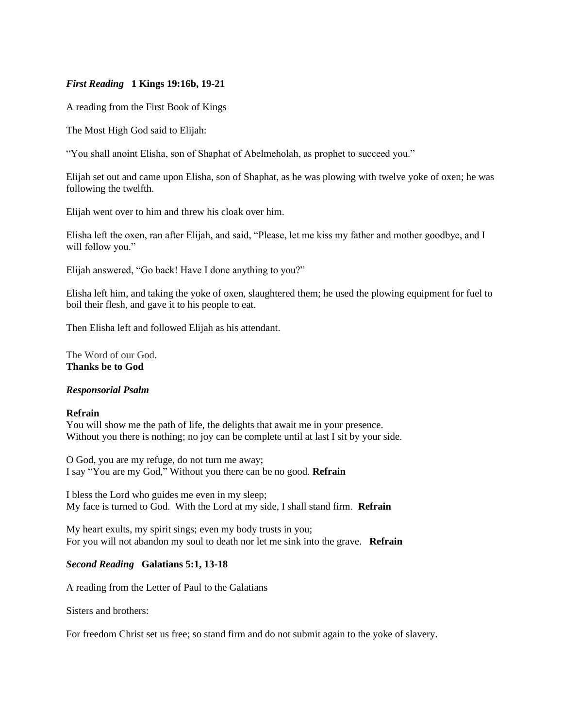***First Reading*** **1 Kings 19:16b, 19-21**

A reading from the First Book of Kings

The Most High God said to Elijah:

"You shall anoint Elisha, son of Shaphat of Abelmeholah, as prophet to succeed you."

Elijah set out and came upon Elisha, son of Shaphat, as he was plowing with twelve yoke of oxen; he was following the twelfth.

Elijah went over to him and threw his cloak over him.

Elisha left the oxen, ran after Elijah, and said, "Please, let me kiss my father and mother goodbye, and I will follow you."

Elijah answered, "Go back! Have I done anything to you?"

Elisha left him, and taking the yoke of oxen, slaughtered them; he used the plowing equipment for fuel to boil their flesh, and gave it to his people to eat.

Then Elisha left and followed Elijah as his attendant.

The Word of our God.
**Thanks be to God**

***Responsorial Psalm***

**Refrain**
You will show me the path of life, the delights that await me in your presence.
Without you there is nothing; no joy can be complete until at last I sit by your side.

O God, you are my refuge, do not turn me away;
I say "You are my God," Without you there can be no good. **Refrain**

I bless the Lord who guides me even in my sleep;
My face is turned to God. With the Lord at my side, I shall stand firm. **Refrain**

My heart exults, my spirit sings; even my body trusts in you;
For you will not abandon my soul to death nor let me sink into the grave. **Refrain**

***Second Reading*** **Galatians 5:1, 13-18**

A reading from the Letter of Paul to the Galatians

Sisters and brothers:

For freedom Christ set us free; so stand firm and do not submit again to the yoke of slavery.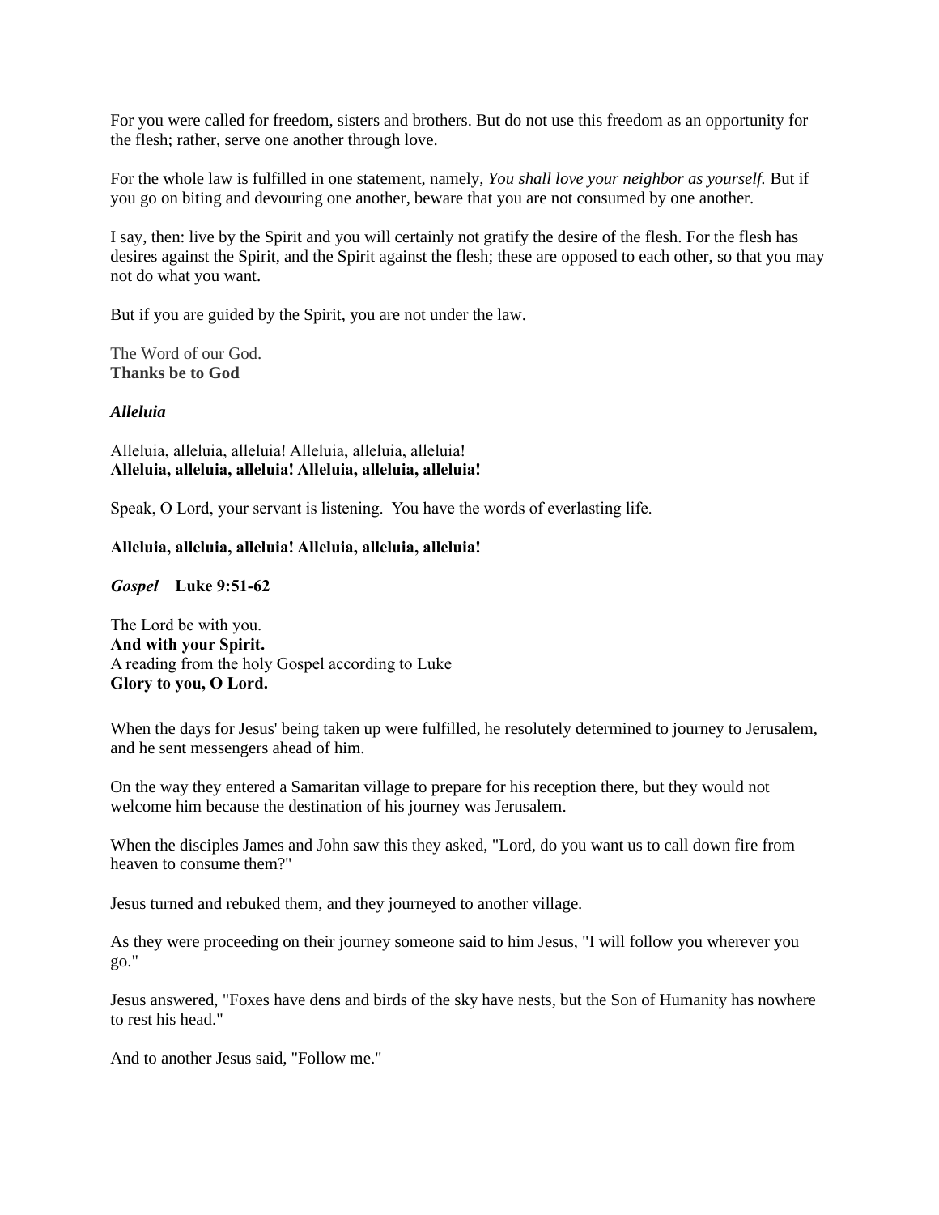For you were called for freedom, sisters and brothers. But do not use this freedom as an opportunity for the flesh; rather, serve one another through love.

For the whole law is fulfilled in one statement, namely, *You shall love your neighbor as yourself.* But if you go on biting and devouring one another, beware that you are not consumed by one another.

I say, then: live by the Spirit and you will certainly not gratify the desire of the flesh. For the flesh has desires against the Spirit, and the Spirit against the flesh; these are opposed to each other, so that you may not do what you want.

But if you are guided by the Spirit, you are not under the law.

The Word of our God.
**Thanks be to God**

***Alleluia***

Alleluia, alleluia, alleluia! Alleluia, alleluia, alleluia!
**Alleluia, alleluia, alleluia! Alleluia, alleluia, alleluia!**

Speak, O Lord, your servant is listening. You have the words of everlasting life.

**Alleluia, alleluia, alleluia! Alleluia, alleluia, alleluia!**

***Gospel*** **Luke 9:51-62**

The Lord be with you.
**And with your Spirit.**
A reading from the holy Gospel according to Luke
**Glory to you, O Lord.**

When the days for Jesus' being taken up were fulfilled, he resolutely determined to journey to Jerusalem, and he sent messengers ahead of him.

On the way they entered a Samaritan village to prepare for his reception there, but they would not welcome him because the destination of his journey was Jerusalem.

When the disciples James and John saw this they asked, "Lord, do you want us to call down fire from heaven to consume them?"

Jesus turned and rebuked them, and they journeyed to another village.

As they were proceeding on their journey someone said to him Jesus, "I will follow you wherever you go."

Jesus answered, "Foxes have dens and birds of the sky have nests, but the Son of Humanity has nowhere to rest his head."

And to another Jesus said, "Follow me."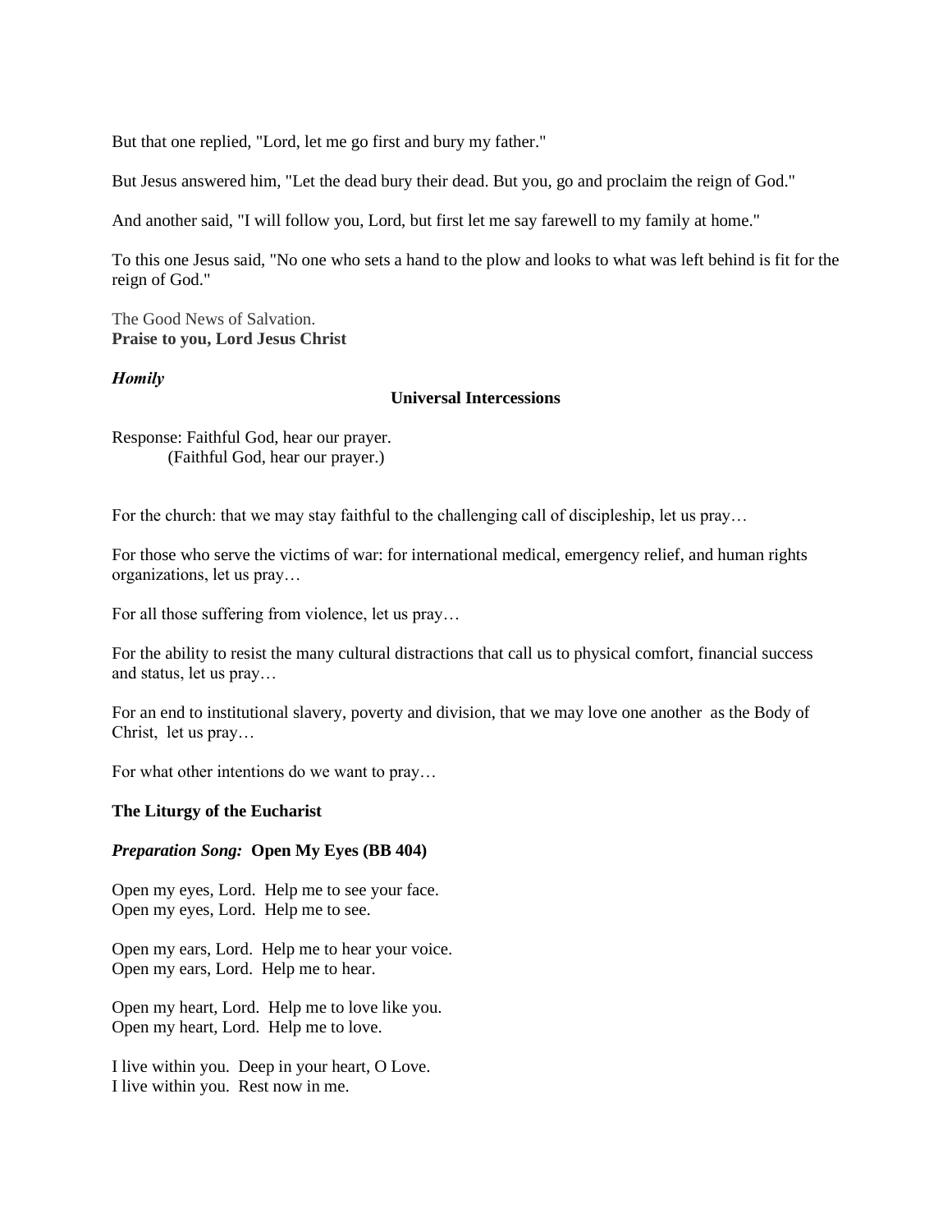But that one replied, "Lord, let me go first and bury my father."

But Jesus answered him, "Let the dead bury their dead. But you, go and proclaim the reign of God."

And another said, "I will follow you, Lord, but first let me say farewell to my family at home."

To this one Jesus said, "No one who sets a hand to the plow and looks to what was left behind is fit for the reign of God."

The Good News of Salvation.
**Praise to you, Lord Jesus Christ**

***Homily***

**Universal Intercessions**

Response: Faithful God, hear our prayer.
(Faithful God, hear our prayer.)

For the church: that we may stay faithful to the challenging call of discipleship, let us pray…

For those who serve the victims of war: for international medical, emergency relief, and human rights organizations, let us pray…

For all those suffering from violence, let us pray…

For the ability to resist the many cultural distractions that call us to physical comfort, financial success and status, let us pray…

For an end to institutional slavery, poverty and division, that we may love one another as the Body of Christ, let us pray…

For what other intentions do we want to pray…

**The Liturgy of the Eucharist**

***Preparation Song:*** **Open My Eyes (BB 404)**

Open my eyes, Lord. Help me to see your face.
Open my eyes, Lord. Help me to see.

Open my ears, Lord. Help me to hear your voice.
Open my ears, Lord. Help me to hear.

Open my heart, Lord. Help me to love like you.
Open my heart, Lord. Help me to love.

I live within you. Deep in your heart, O Love.
I live within you. Rest now in me.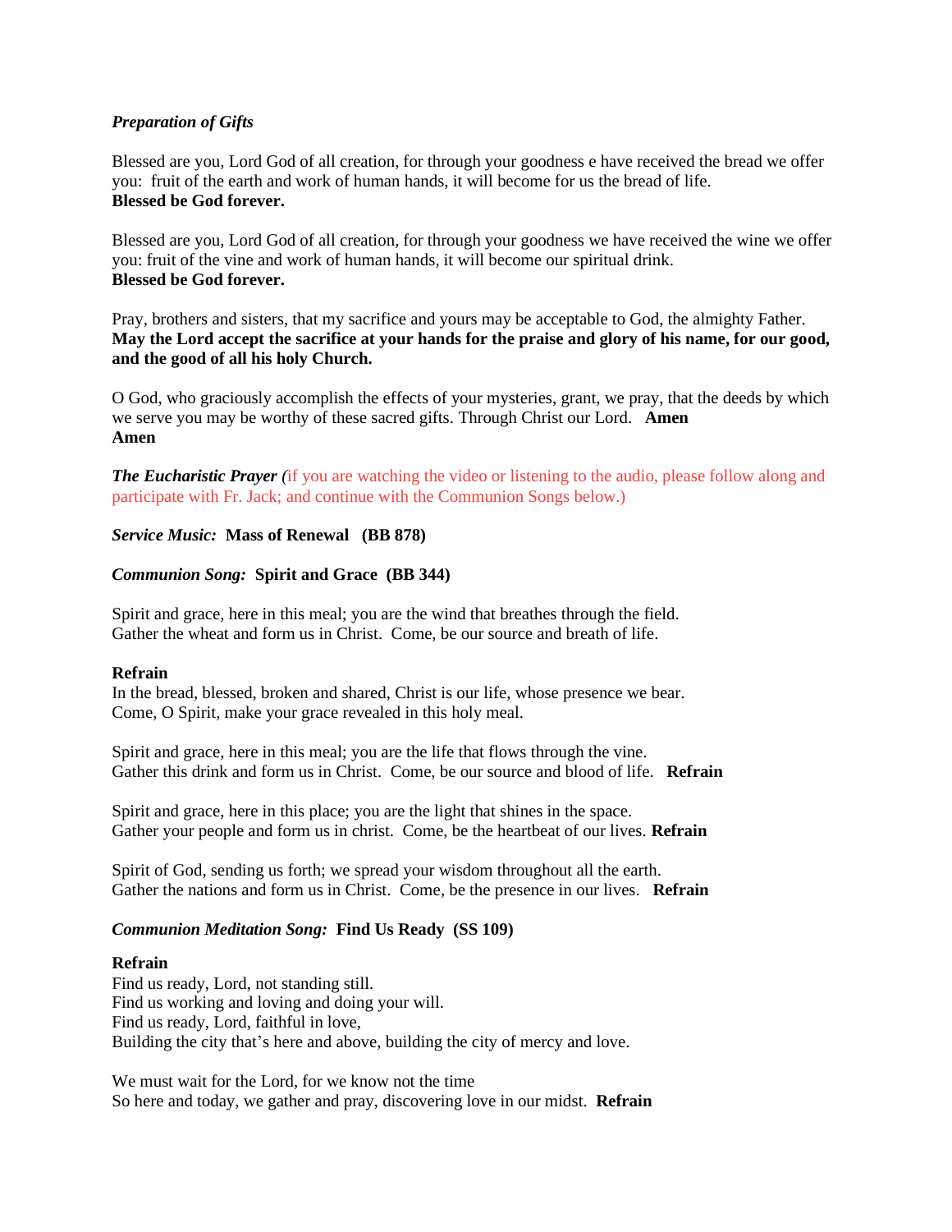***Preparation of Gifts***

Blessed are you, Lord God of all creation, for through your goodness e have received the bread we offer you: fruit of the earth and work of human hands, it will become for us the bread of life.
**Blessed be God forever.**

Blessed are you, Lord God of all creation, for through your goodness we have received the wine we offer you: fruit of the vine and work of human hands, it will become our spiritual drink.
**Blessed be God forever.**

Pray, brothers and sisters, that my sacrifice and yours may be acceptable to God, the almighty Father.
**May the Lord accept the sacrifice at your hands for the praise and glory of his name, for our good, and the good of all his holy Church.**

O God, who graciously accomplish the effects of your mysteries, grant, we pray, that the deeds by which we serve you may be worthy of these sacred gifts. Through Christ our Lord. **Amen**
**Amen**

***The Eucharistic Prayer*** *(*if you are watching the video or listening to the audio, please follow along and participate with Fr. Jack; and continue with the Communion Songs below.)

***Service Music:*** **Mass of Renewal (BB 878)**

***Communion Song:*** **Spirit and Grace (BB 344)**

Spirit and grace, here in this meal; you are the wind that breathes through the field.
Gather the wheat and form us in Christ. Come, be our source and breath of life.

**Refrain**
In the bread, blessed, broken and shared, Christ is our life, whose presence we bear.
Come, O Spirit, make your grace revealed in this holy meal.

Spirit and grace, here in this meal; you are the life that flows through the vine.
Gather this drink and form us in Christ. Come, be our source and blood of life. **Refrain**

Spirit and grace, here in this place; you are the light that shines in the space.
Gather your people and form us in christ. Come, be the heartbeat of our lives. **Refrain**

Spirit of God, sending us forth; we spread your wisdom throughout all the earth.
Gather the nations and form us in Christ. Come, be the presence in our lives. **Refrain**

***Communion Meditation Song:*** **Find Us Ready (SS 109)**

**Refrain**
Find us ready, Lord, not standing still.
Find us working and loving and doing your will.
Find us ready, Lord, faithful in love,
Building the city that's here and above, building the city of mercy and love.

We must wait for the Lord, for we know not the time
So here and today, we gather and pray, discovering love in our midst. **Refrain**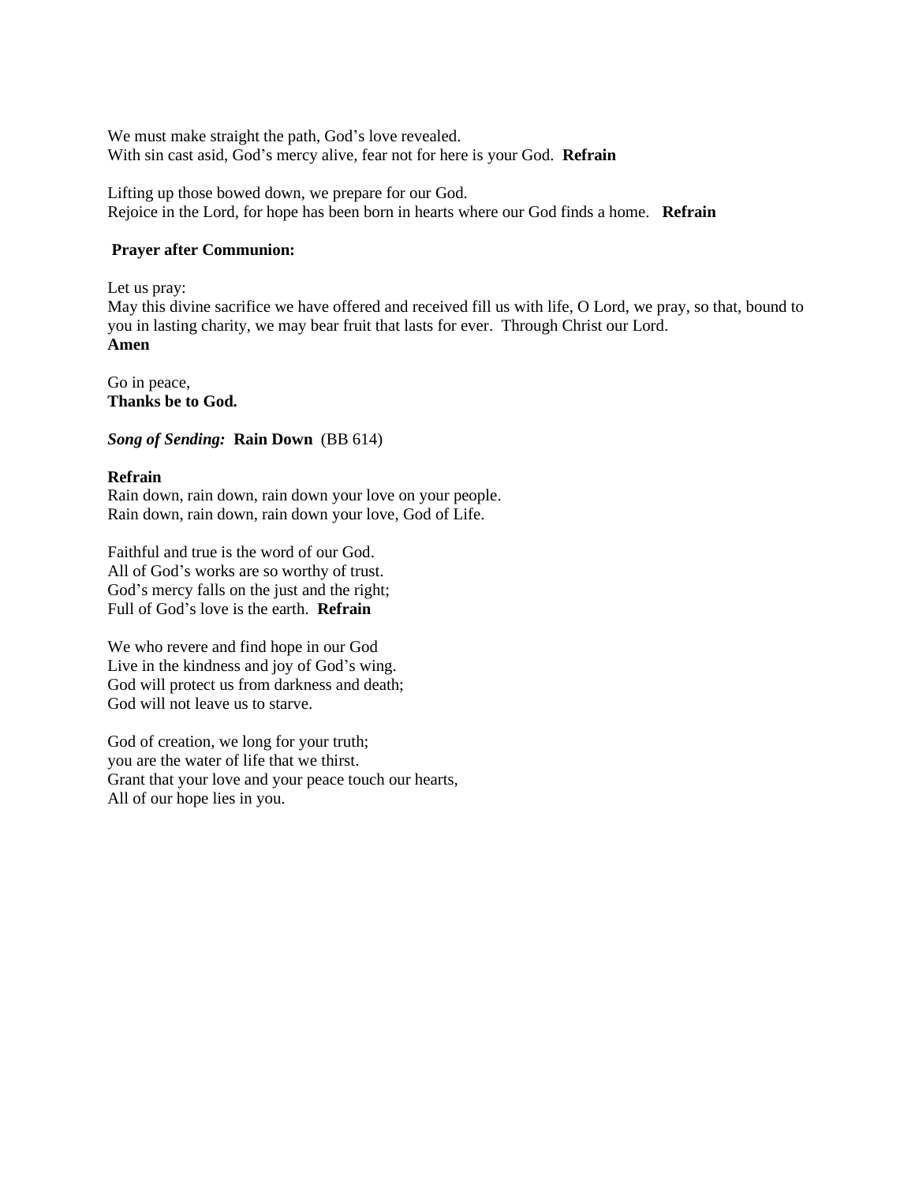We must make straight the path, God's love revealed.
With sin cast asid, God's mercy alive, fear not for here is your God. **Refrain**

Lifting up those bowed down, we prepare for our God.
Rejoice in the Lord, for hope has been born in hearts where our God finds a home. **Refrain**

**Prayer after Communion:**

Let us pray:
May this divine sacrifice we have offered and received fill us with life, O Lord, we pray, so that, bound to you in lasting charity, we may bear fruit that lasts for ever. Through Christ our Lord.
**Amen**

Go in peace,
**Thanks be to God.**

***Song of Sending:*** **Rain Down** (BB 614)

**Refrain**
Rain down, rain down, rain down your love on your people.
Rain down, rain down, rain down your love, God of Life.

Faithful and true is the word of our God.
All of God's works are so worthy of trust.
God's mercy falls on the just and the right;
Full of God's love is the earth. **Refrain**

We who revere and find hope in our God
Live in the kindness and joy of God's wing.
God will protect us from darkness and death;
God will not leave us to starve.

God of creation, we long for your truth;
you are the water of life that we thirst.
Grant that your love and your peace touch our hearts,
All of our hope lies in you.